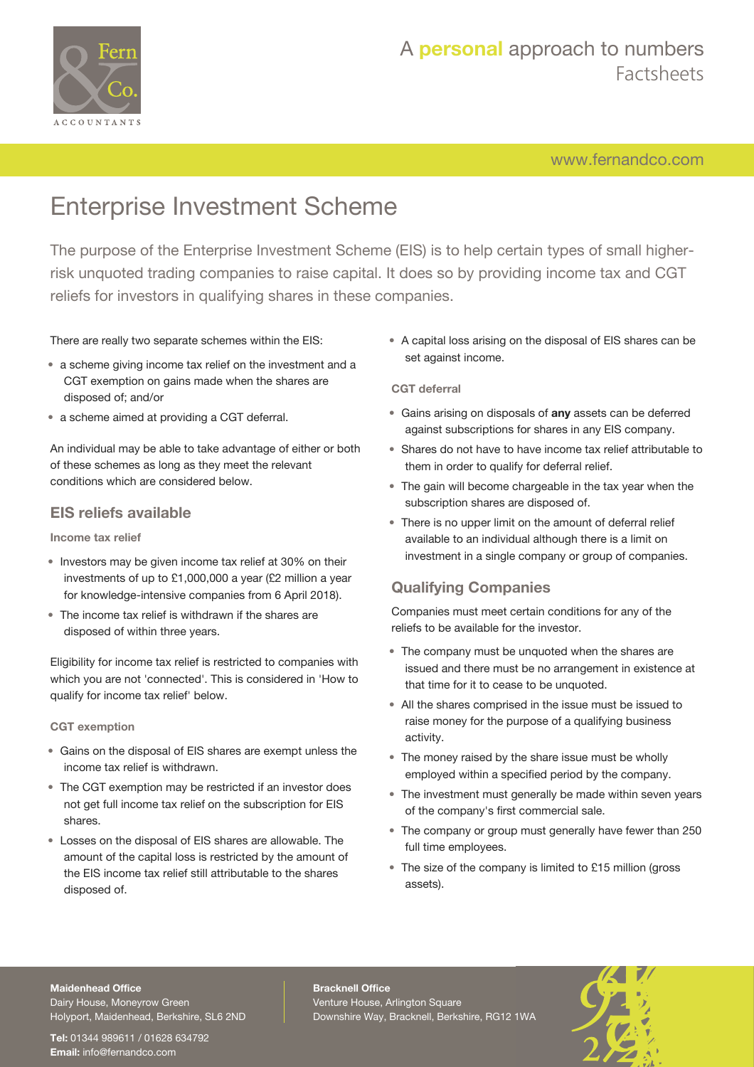# Enterprise Investment Scheme

The purpose of the Enterprise Investment Scheme (EIS) is to help certain types of small higher-risk unquoted trading companies to raise capital. It does so by providing income tax and CGT reliefs for investors in qualifying shares in these companies.

There are really two separate schemes within the EIS:

- a scheme giving income tax relief on the investment and a CGT exemption on gains made when the shares are disposed of; and/or
- a scheme aimed at providing a CGT deferral.

An individual may be able to take advantage of either or both of these schemes as long as they meet the relevant conditions which are considered below.

## EIS reliefs available

### Income tax relief

- Investors may be given income tax relief at 30% on their investments of up to £1,000,000 a year (£2 million a year for knowledge-intensive companies from 6 April 2018).
- The income tax relief is withdrawn if the shares are disposed of within three years.

Eligibility for income tax relief is restricted to companies with which you are not 'connected'. This is considered in 'How to qualify for income tax relief' below.

### CGT exemption

- Gains on the disposal of EIS shares are exempt unless the income tax relief is withdrawn.
- The CGT exemption may be restricted if an investor does not get full income tax relief on the subscription for EIS shares.
- Losses on the disposal of EIS shares are allowable. The amount of the capital loss is restricted by the amount of the EIS income tax relief still attributable to the shares disposed of.
- A capital loss arising on the disposal of EIS shares can be set against income.

### CGT deferral

- Gains arising on disposals of **any** assets can be deferred against subscriptions for shares in any EIS company.
- Shares do not have to have income tax relief attributable to them in order to qualify for deferral relief.
- The gain will become chargeable in the tax year when the subscription shares are disposed of.
- There is no upper limit on the amount of deferral relief available to an individual although there is a limit on investment in a single company or group of companies.

## Qualifying Companies

Companies must meet certain conditions for any of the reliefs to be available for the investor.

- The company must be unquoted when the shares are issued and there must be no arrangement in existence at that time for it to cease to be unquoted.
- All the shares comprised in the issue must be issued to raise money for the purpose of a qualifying business activity.
- The money raised by the share issue must be wholly employed within a specified period by the company.
- The investment must generally be made within seven years of the company's first commercial sale.
- The company or group must generally have fewer than 250 full time employees.
- The size of the company is limited to £15 million (gross assets).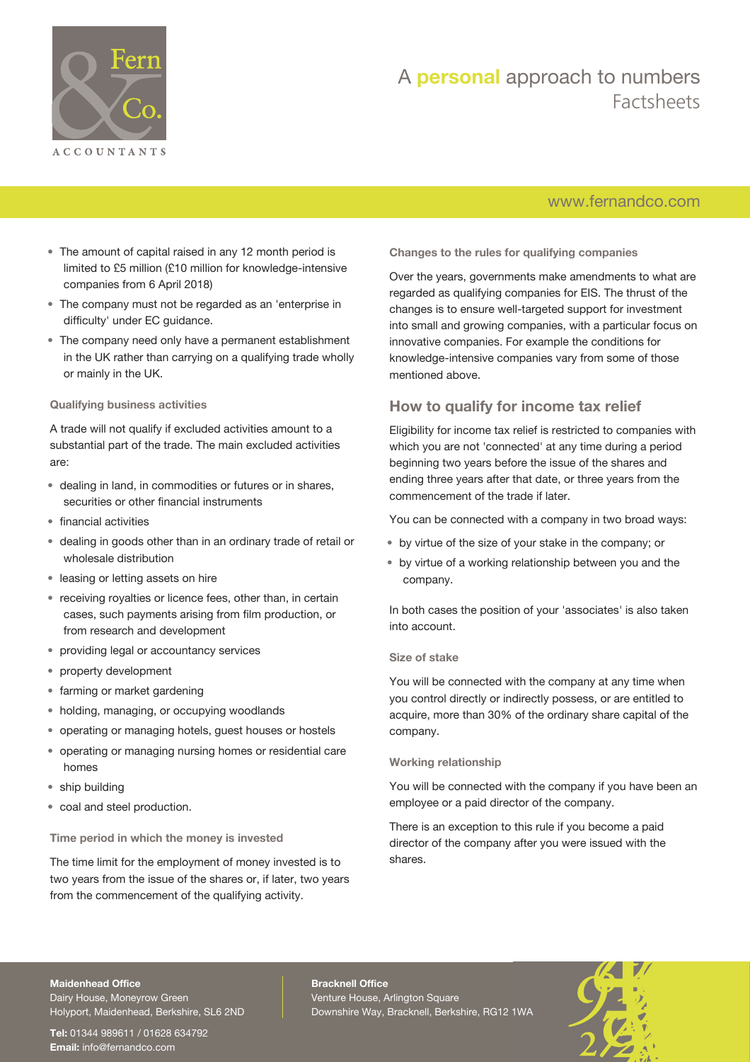- The amount of capital raised in any 12 month period is limited to £5 million (£10 million for knowledge-intensive companies from 6 April 2018)
- The company must not be regarded as an 'enterprise in difficulty' under EC guidance.
- The company need only have a permanent establishment in the UK rather than carrying on a qualifying trade wholly or mainly in the UK.

### Qualifying business activities

A trade will not qualify if excluded activities amount to a substantial part of the trade. The main excluded activities are:

- dealing in land, in commodities or futures or in shares, securities or other financial instruments
- financial activities
- dealing in goods other than in an ordinary trade of retail or wholesale distribution
- leasing or letting assets on hire
- receiving royalties or licence fees, other than, in certain cases, such payments arising from film production, or from research and development
- providing legal or accountancy services
- property development
- farming or market gardening
- holding, managing, or occupying woodlands
- operating or managing hotels, guest houses or hostels
- operating or managing nursing homes or residential care homes
- ship building
- coal and steel production.

### Time period in which the money is invested

The time limit for the employment of money invested is to two years from the issue of the shares or, if later, two years from the commencement of the qualifying activity.

### Changes to the rules for qualifying companies

Over the years, governments make amendments to what are regarded as qualifying companies for EIS. The thrust of the changes is to ensure well-targeted support for investment into small and growing companies, with a particular focus on innovative companies. For example the conditions for knowledge-intensive companies vary from some of those mentioned above.

## How to qualify for income tax relief

Eligibility for income tax relief is restricted to companies with which you are not 'connected' at any time during a period beginning two years before the issue of the shares and ending three years after that date, or three years from the commencement of the trade if later.

You can be connected with a company in two broad ways:

- by virtue of the size of your stake in the company; or
- by virtue of a working relationship between you and the company.

In both cases the position of your 'associates' is also taken into account.

### Size of stake

You will be connected with the company at any time when you control directly or indirectly possess, or are entitled to acquire, more than 30% of the ordinary share capital of the company.

### Working relationship

You will be connected with the company if you have been an employee or a paid director of the company.

There is an exception to this rule if you become a paid director of the company after you were issued with the shares.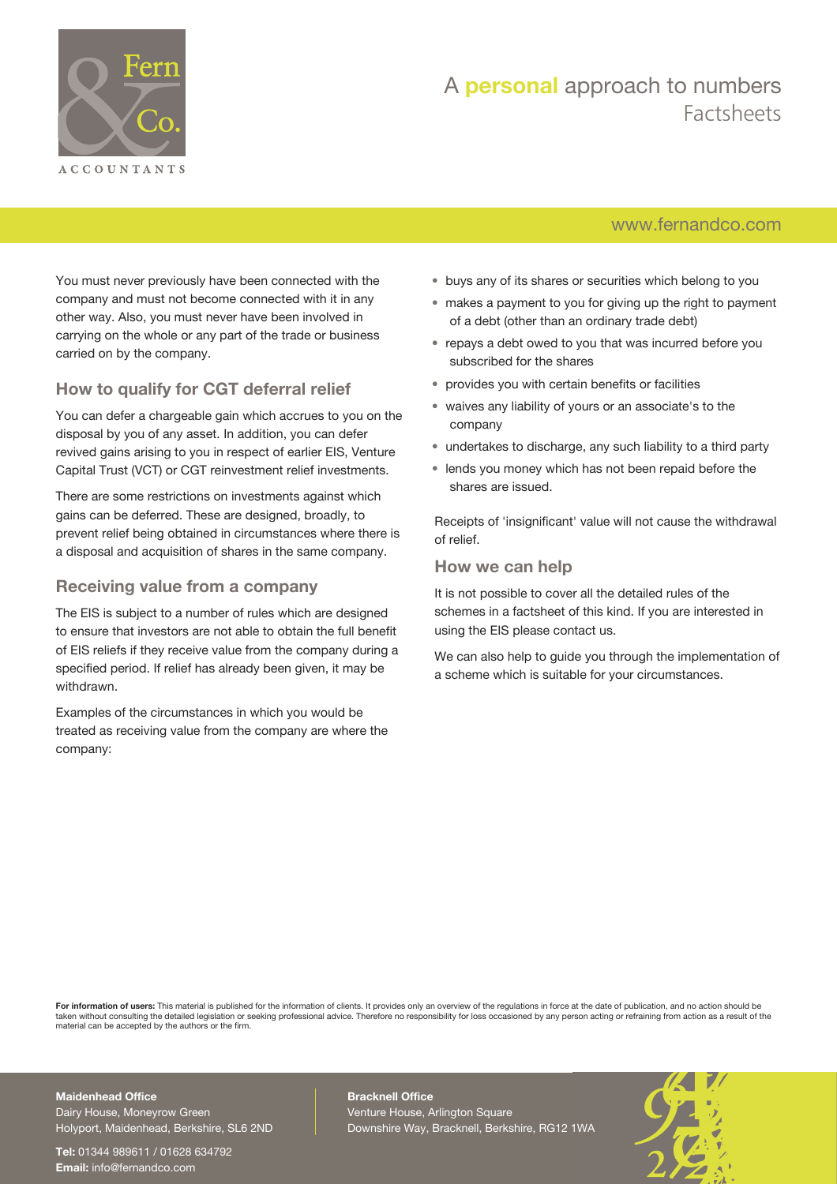You must never previously have been connected with the company and must not become connected with it in any other way. Also, you must never have been involved in carrying on the whole or any part of the trade or business carried on by the company.

## How to qualify for CGT deferral relief

You can defer a chargeable gain which accrues to you on the disposal by you of any asset. In addition, you can defer revived gains arising to you in respect of earlier EIS, Venture Capital Trust (VCT) or CGT reinvestment relief investments.

There are some restrictions on investments against which gains can be deferred. These are designed, broadly, to prevent relief being obtained in circumstances where there is a disposal and acquisition of shares in the same company.

## Receiving value from a company

The EIS is subject to a number of rules which are designed to ensure that investors are not able to obtain the full benefit of EIS reliefs if they receive value from the company during a specified period. If relief has already been given, it may be withdrawn.

Examples of the circumstances in which you would be treated as receiving value from the company are where the company:

- buys any of its shares or securities which belong to you
- makes a payment to you for giving up the right to payment of a debt (other than an ordinary trade debt)
- repays a debt owed to you that was incurred before you subscribed for the shares
- provides you with certain benefits or facilities
- waives any liability of yours or an associate's to the company
- undertakes to discharge, any such liability to a third party
- lends you money which has not been repaid before the shares are issued.

Receipts of 'insignificant' value will not cause the withdrawal of relief.

## How we can help

It is not possible to cover all the detailed rules of the schemes in a factsheet of this kind. If you are interested in using the EIS please contact us.

We can also help to guide you through the implementation of a scheme which is suitable for your circumstances.

**For information of users:** This material is published for the information of clients. It provides only an overview of the regulations in force at the date of publication, and no action should be taken without consulting the detailed legislation or seeking professional advice. Therefore no responsibility for loss occasioned by any person acting or refraining from action as a result of the material can be accepted by the authors or the firm.

**Maidenhead Office**
Dairy House, Moneyrow Green
Holyport, Maidenhead, Berkshire, SL6 2ND

**Bracknell Office**
Venture House, Arlington Square
Downshire Way, Bracknell, Berkshire, RG12 1WA

**Tel:** 01344 989611 / 01628 634792
**Email:** info@fernandco.com